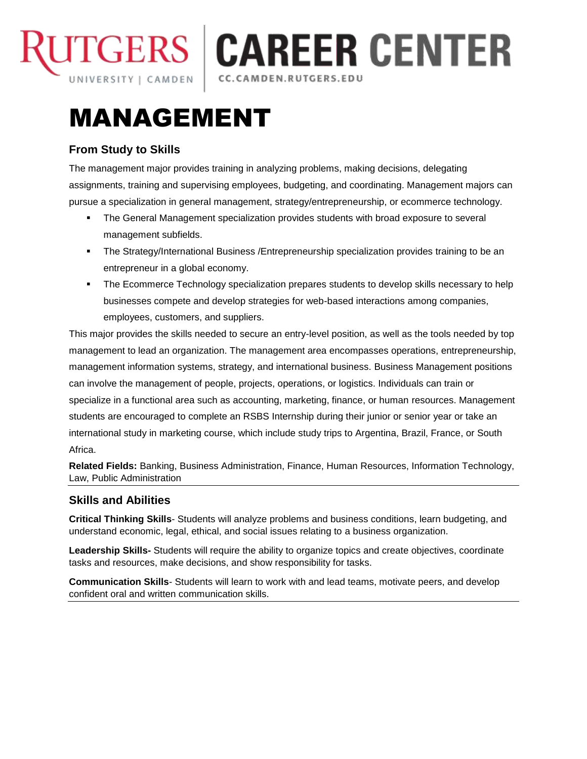RUTGERS UNIVERSITY | CAMDEN | CAREER CENTER CC.CAMDEN.RUTGERS.EDU

# MANAGEMENT

## From Study to Skills

The management major provides training in analyzing problems, making decisions, delegating assignments, training and supervising employees, budgeting, and coordinating. Management majors can pursue a specialization in general management, strategy/entrepreneurship, or ecommerce technology.

- The General Management specialization provides students with broad exposure to several management subfields.
- The Strategy/International Business /Entrepreneurship specialization provides training to be an entrepreneur in a global economy.
- The Ecommerce Technology specialization prepares students to develop skills necessary to help businesses compete and develop strategies for web-based interactions among companies, employees, customers, and suppliers.

This major provides the skills needed to secure an entry-level position, as well as the tools needed by top management to lead an organization. The management area encompasses operations, entrepreneurship, management information systems, strategy, and international business. Business Management positions can involve the management of people, projects, operations, or logistics. Individuals can train or specialize in a functional area such as accounting, marketing, finance, or human resources. Management students are encouraged to complete an RSBS Internship during their junior or senior year or take an international study in marketing course, which include study trips to Argentina, Brazil, France, or South Africa.

**Related Fields:** Banking, Business Administration, Finance, Human Resources, Information Technology, Law, Public Administration

---

## Skills and Abilities

**Critical Thinking Skills**- Students will analyze problems and business conditions, learn budgeting, and understand economic, legal, ethical, and social issues relating to a business organization.

**Leadership Skills-** Students will require the ability to organize topics and create objectives, coordinate tasks and resources, make decisions, and show responsibility for tasks.

**Communication Skills**- Students will learn to work with and lead teams, motivate peers, and develop confident oral and written communication skills.

---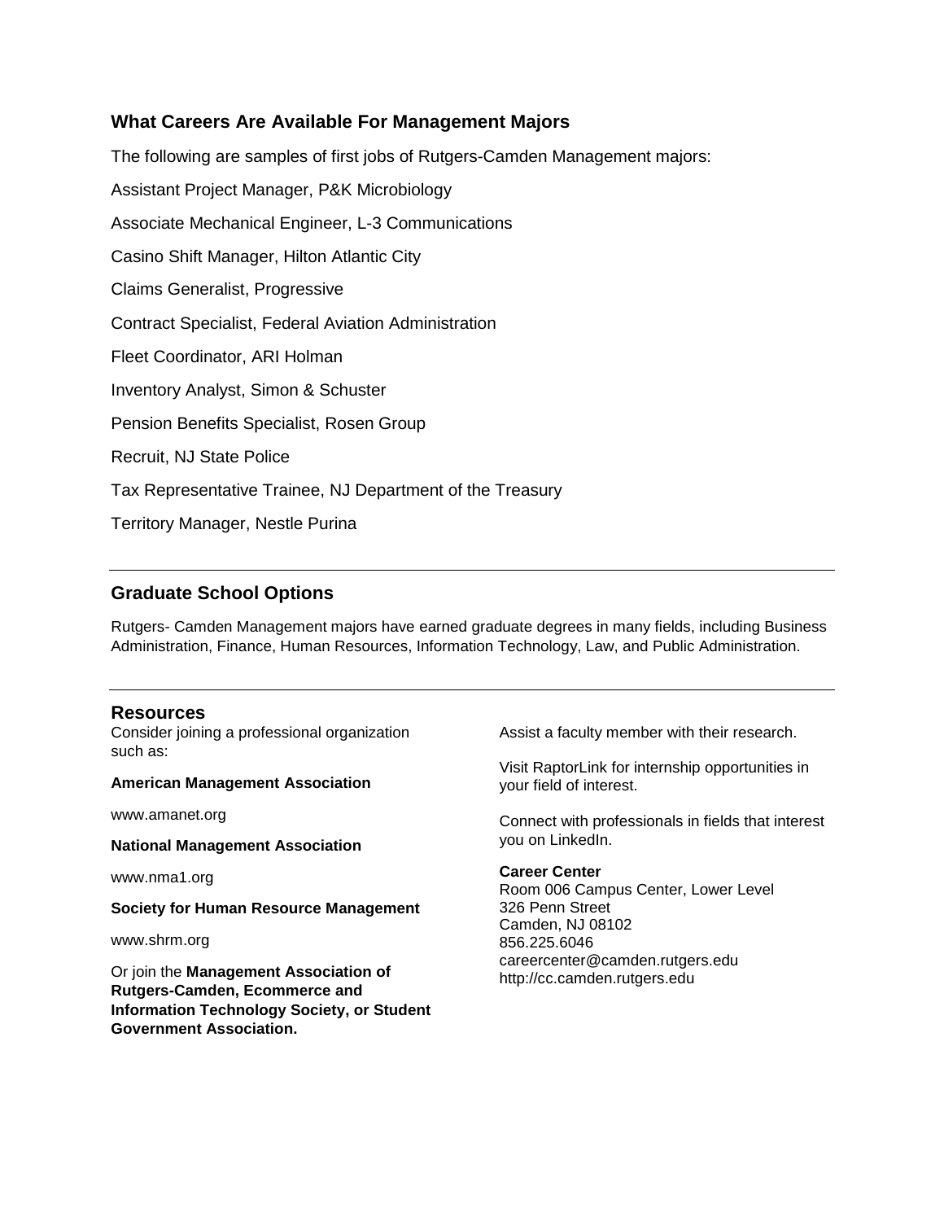## What Careers Are Available For Management Majors

The following are samples of first jobs of Rutgers-Camden Management majors:

Assistant Project Manager, P&K Microbiology

Associate Mechanical Engineer, L-3 Communications

Casino Shift Manager, Hilton Atlantic City

Claims Generalist, Progressive

Contract Specialist, Federal Aviation Administration

Fleet Coordinator, ARI Holman

Inventory Analyst, Simon & Schuster

Pension Benefits Specialist, Rosen Group

Recruit, NJ State Police

Tax Representative Trainee, NJ Department of the Treasury

Territory Manager, Nestle Purina

---

## Graduate School Options

Rutgers- Camden Management majors have earned graduate degrees in many fields, including Business Administration, Finance, Human Resources, Information Technology, Law, and Public Administration.

---

## Resources

Consider joining a professional organization such as:

**American Management Association**

www.amanet.org

**National Management Association**

www.nma1.org

**Society for Human Resource Management**

www.shrm.org

Or join the **Management Association of Rutgers-Camden, Ecommerce and Information Technology Society, or Student Government Association.**

Assist a faculty member with their research.

Visit RaptorLink for internship opportunities in your field of interest.

Connect with professionals in fields that interest you on LinkedIn.

**Career Center**
Room 006 Campus Center, Lower Level
326 Penn Street
Camden, NJ 08102
856.225.6046
careercenter@camden.rutgers.edu
http://cc.camden.rutgers.edu